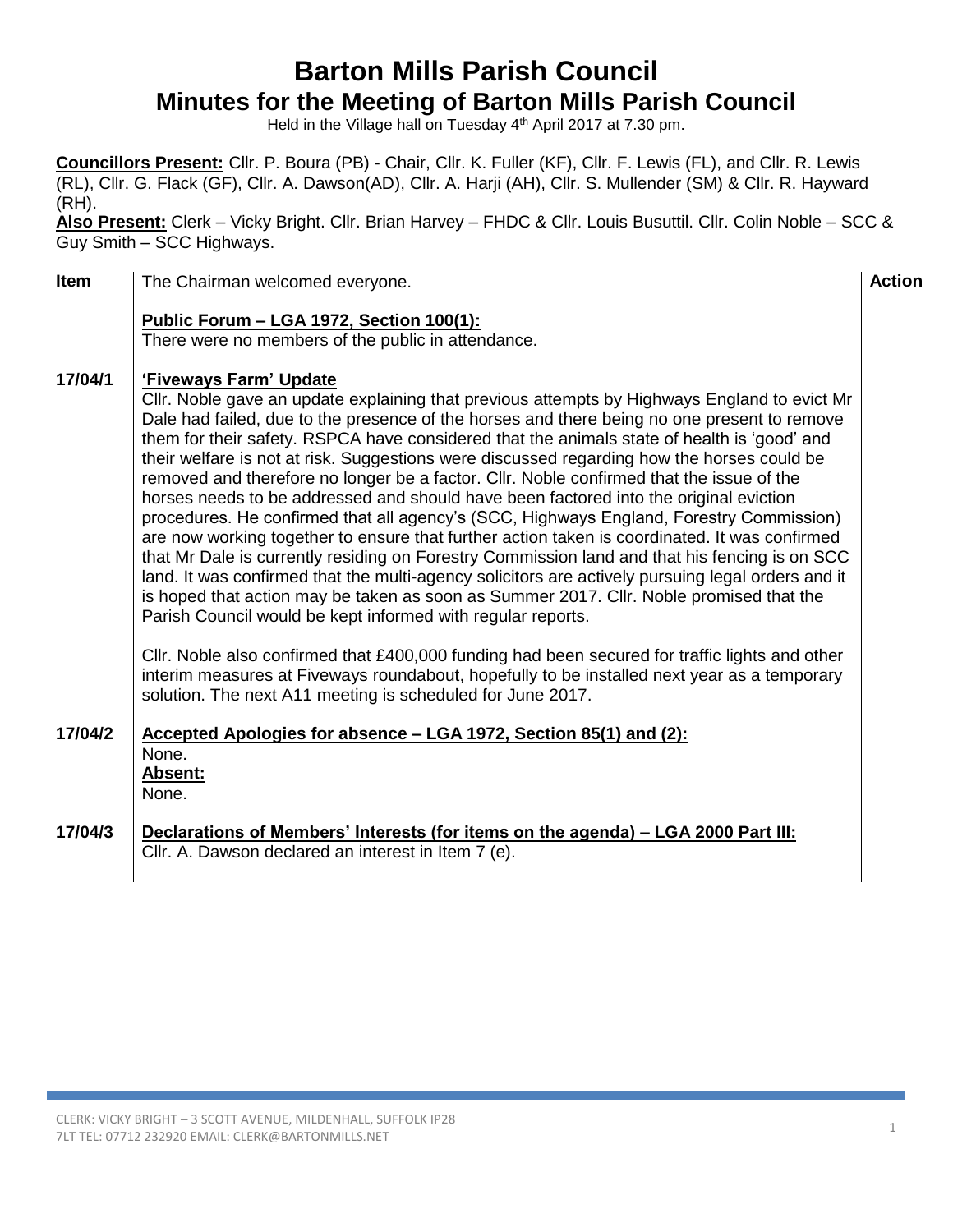# Barton Mills Parish Council

## Minutes for the Meeting of Barton Mills Parish Council

Held in the Village hall on Tuesday 4th April 2017 at 7.30 pm.

**Councillors Present:** Cllr. P. Boura (PB) - Chair, Cllr. K. Fuller (KF), Cllr. F. Lewis (FL), and Cllr. R. Lewis (RL), Cllr. G. Flack (GF), Cllr. A. Dawson(AD), Cllr. A. Harji (AH), Cllr. S. Mullender (SM) & Cllr. R. Hayward (RH).

**Also Present:** Clerk – Vicky Bright. Cllr. Brian Harvey – FHDC & Cllr. Louis Busuttil. Cllr. Colin Noble – SCC & Guy Smith – SCC Highways.

| Item | | Action |
|---|---|---|
| | The Chairman welcomed everyone.<br><br>**Public Forum – LGA 1972, Section 100(1):**<br>There were no members of the public in attendance. | |
| 17/04/1 | **'Fiveways Farm' Update**<br>Cllr. Noble gave an update explaining that previous attempts by Highways England to evict Mr Dale had failed, due to the presence of the horses and there being no one present to remove them for their safety. RSPCA have considered that the animals state of health is 'good' and their welfare is not at risk. Suggestions were discussed regarding how the horses could be removed and therefore no longer be a factor. Cllr. Noble confirmed that the issue of the horses needs to be addressed and should have been factored into the original eviction procedures. He confirmed that all agency's (SCC, Highways England, Forestry Commission) are now working together to ensure that further action taken is coordinated. It was confirmed that Mr Dale is currently residing on Forestry Commission land and that his fencing is on SCC land. It was confirmed that the multi-agency solicitors are actively pursuing legal orders and it is hoped that action may be taken as soon as Summer 2017. Cllr. Noble promised that the Parish Council would be kept informed with regular reports.<br><br>Cllr. Noble also confirmed that £400,000 funding had been secured for traffic lights and other interim measures at Fiveways roundabout, hopefully to be installed next year as a temporary solution. The next A11 meeting is scheduled for June 2017. | |
| 17/04/2 | **Accepted Apologies for absence – LGA 1972, Section 85(1) and (2):**<br>None.<br>**Absent:**<br>None. | |
| 17/04/3 | **Declarations of Members' Interests (for items on the agenda) – LGA 2000 Part III:**<br>Cllr. A. Dawson declared an interest in Item 7 (e). | |

CLERK: VICKY BRIGHT – 3 SCOTT AVENUE, MILDENHALL, SUFFOLK IP28 7LT TEL: 07712 232920 EMAIL: CLERK@BARTONMILLS.NET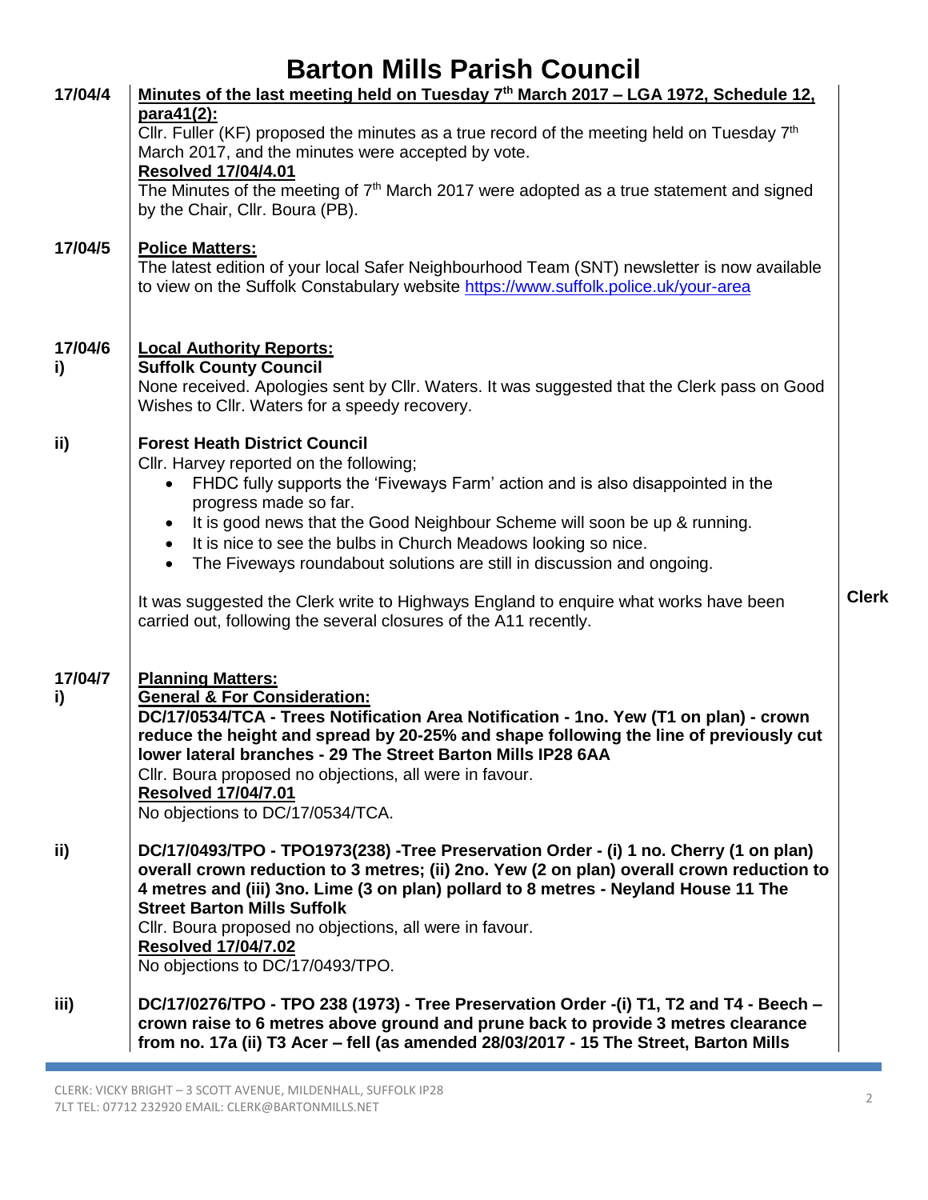# Barton Mills Parish Council

| | | |
|---|---|---|
| **17/04/4** | **Minutes of the last meeting held on Tuesday 7th March 2017 – LGA 1972, Schedule 12, para41(2):**<br>Cllr. Fuller (KF) proposed the minutes as a true record of the meeting held on Tuesday 7th March 2017, and the minutes were accepted by vote.<br>**Resolved 17/04/4.01**<br>The Minutes of the meeting of 7th March 2017 were adopted as a true statement and signed by the Chair, Cllr. Boura (PB). | |
| **17/04/5** | **Police Matters:**<br>The latest edition of your local Safer Neighbourhood Team (SNT) newsletter is now available to view on the Suffolk Constabulary website https://www.suffolk.police.uk/your-area | |
| **17/04/6 i)** | **Local Authority Reports:**<br>**Suffolk County Council**<br>None received. Apologies sent by Cllr. Waters. It was suggested that the Clerk pass on Good Wishes to Cllr. Waters for a speedy recovery. | |
| **ii)** | **Forest Heath District Council**<br>Cllr. Harvey reported on the following;<br>• FHDC fully supports the 'Fiveways Farm' action and is also disappointed in the progress made so far.<br>• It is good news that the Good Neighbour Scheme will soon be up & running.<br>• It is nice to see the bulbs in Church Meadows looking so nice.<br>• The Fiveways roundabout solutions are still in discussion and ongoing.<br><br>It was suggested the Clerk write to Highways England to enquire what works have been carried out, following the several closures of the A11 recently. | **Clerk** |
| **17/04/7 i)** | **Planning Matters:**<br>**General & For Consideration:**<br>**DC/17/0534/TCA - Trees Notification Area Notification - 1no. Yew (T1 on plan) - crown reduce the height and spread by 20-25% and shape following the line of previously cut lower lateral branches - 29 The Street Barton Mills IP28 6AA**<br>Cllr. Boura proposed no objections, all were in favour.<br>**Resolved 17/04/7.01**<br>No objections to DC/17/0534/TCA. | |
| **ii)** | **DC/17/0493/TPO - TPO1973(238) -Tree Preservation Order - (i) 1 no. Cherry (1 on plan) overall crown reduction to 3 metres; (ii) 2no. Yew (2 on plan) overall crown reduction to 4 metres and (iii) 3no. Lime (3 on plan) pollard to 8 metres - Neyland House 11 The Street Barton Mills Suffolk**<br>Cllr. Boura proposed no objections, all were in favour.<br>**Resolved 17/04/7.02**<br>No objections to DC/17/0493/TPO. | |
| **iii)** | **DC/17/0276/TPO - TPO 238 (1973) - Tree Preservation Order -(i) T1, T2 and T4 - Beech – crown raise to 6 metres above ground and prune back to provide 3 metres clearance from no. 17a (ii) T3 Acer – fell (as amended 28/03/2017 - 15 The Street, Barton Mills** | |

CLERK: VICKY BRIGHT – 3 SCOTT AVENUE, MILDENHALL, SUFFOLK IP28 7LT TEL: 07712 232920 EMAIL: CLERK@BARTONMILLS.NET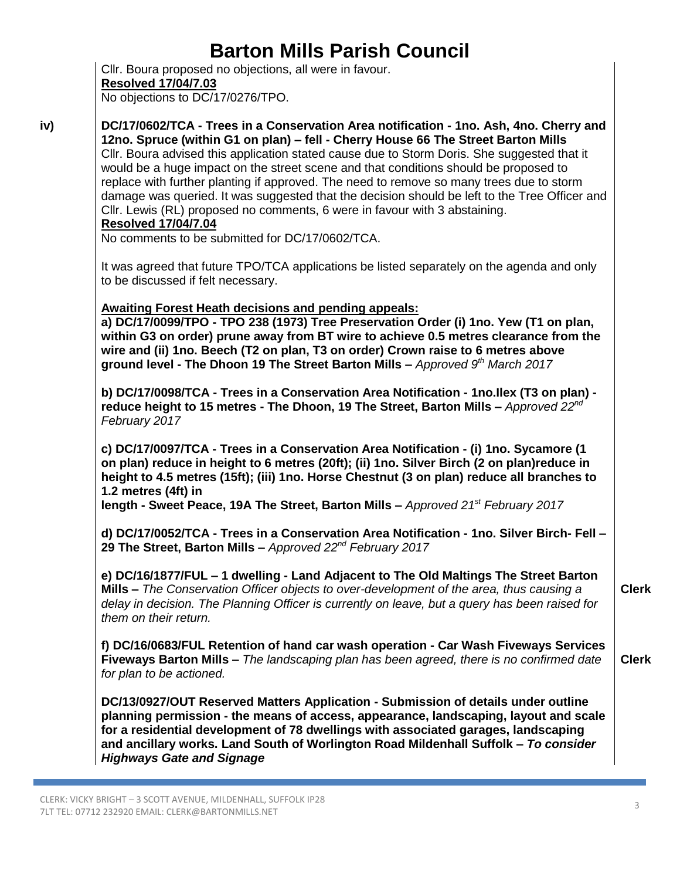Cllr. Boura proposed no objections, all were in favour.

**Resolved 17/04/7.03**

No objections to DC/17/0276/TPO.

**iv)** **DC/17/0602/TCA - Trees in a Conservation Area notification - 1no. Ash, 4no. Cherry and 12no. Spruce (within G1 on plan) – fell - Cherry House 66 The Street Barton Mills**

Cllr. Boura advised this application stated cause due to Storm Doris. She suggested that it would be a huge impact on the street scene and that conditions should be proposed to replace with further planting if approved. The need to remove so many trees due to storm damage was queried. It was suggested that the decision should be left to the Tree Officer and Cllr. Lewis (RL) proposed no comments, 6 were in favour with 3 abstaining.

**Resolved 17/04/7.04**

No comments to be submitted for DC/17/0602/TCA.

It was agreed that future TPO/TCA applications be listed separately on the agenda and only to be discussed if felt necessary.

**Awaiting Forest Heath decisions and pending appeals:**

**a) DC/17/0099/TPO - TPO 238 (1973) Tree Preservation Order (i) 1no. Yew (T1 on plan, within G3 on order) prune away from BT wire to achieve 0.5 metres clearance from the wire and (ii) 1no. Beech (T2 on plan, T3 on order) Crown raise to 6 metres above ground level - The Dhoon 19 The Street Barton Mills –** *Approved 9th March 2017*

**b) DC/17/0098/TCA - Trees in a Conservation Area Notification - 1no.Ilex (T3 on plan) - reduce height to 15 metres - The Dhoon, 19 The Street, Barton Mills –** *Approved 22nd February 2017*

**c) DC/17/0097/TCA - Trees in a Conservation Area Notification - (i) 1no. Sycamore (1 on plan) reduce in height to 6 metres (20ft); (ii) 1no. Silver Birch (2 on plan)reduce in height to 4.5 metres (15ft); (iii) 1no. Horse Chestnut (3 on plan) reduce all branches to 1.2 metres (4ft) in length - Sweet Peace, 19A The Street, Barton Mills –** *Approved 21st February 2017*

**d) DC/17/0052/TCA - Trees in a Conservation Area Notification - 1no. Silver Birch- Fell – 29 The Street, Barton Mills –** *Approved 22nd February 2017*

**e) DC/16/1877/FUL – 1 dwelling - Land Adjacent to The Old Maltings The Street Barton Mills –** *The Conservation Officer objects to over-development of the area, thus causing a delay in decision. The Planning Officer is currently on leave, but a query has been raised for them on their return.* **Clerk**

**f) DC/16/0683/FUL Retention of hand car wash operation - Car Wash Fiveways Services Fiveways Barton Mills –** *The landscaping plan has been agreed, there is no confirmed date for plan to be actioned.* **Clerk**

**DC/13/0927/OUT Reserved Matters Application - Submission of details under outline planning permission - the means of access, appearance, landscaping, layout and scale for a residential development of 78 dwellings with associated garages, landscaping and ancillary works. Land South of Worlington Road Mildenhall Suffolk –** ***To consider Highways Gate and Signage***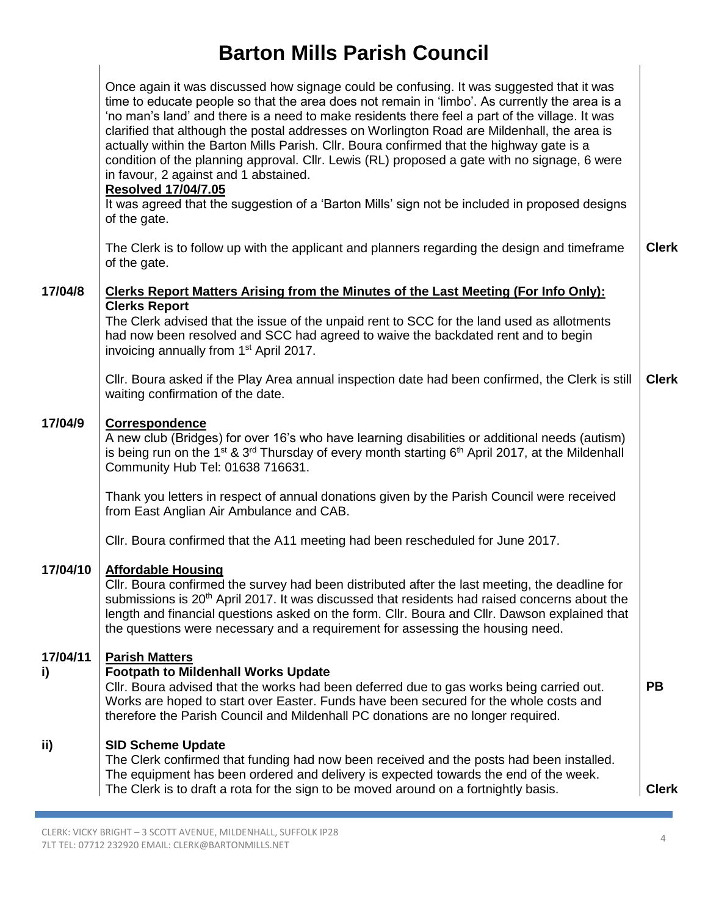# Barton Mills Parish Council

| | | |
|---|---|---|
| | Once again it was discussed how signage could be confusing. It was suggested that it was time to educate people so that the area does not remain in 'limbo'. As currently the area is a 'no man's land' and there is a need to make residents there feel a part of the village. It was clarified that although the postal addresses on Worlington Road are Mildenhall, the area is actually within the Barton Mills Parish. Cllr. Boura confirmed that the highway gate is a condition of the planning approval. Cllr. Lewis (RL) proposed a gate with no signage, 6 were in favour, 2 against and 1 abstained.<br>**Resolved 17/04/7.05**<br>It was agreed that the suggestion of a 'Barton Mills' sign not be included in proposed designs of the gate. | |
| | The Clerk is to follow up with the applicant and planners regarding the design and timeframe of the gate. | **Clerk** |
| **17/04/8** | **Clerks Report Matters Arising from the Minutes of the Last Meeting (For Info Only):**<br>**Clerks Report**<br>The Clerk advised that the issue of the unpaid rent to SCC for the land used as allotments had now been resolved and SCC had agreed to waive the backdated rent and to begin invoicing annually from 1st April 2017. | |
| | Cllr. Boura asked if the Play Area annual inspection date had been confirmed, the Clerk is still waiting confirmation of the date. | **Clerk** |
| **17/04/9** | **Correspondence**<br>A new club (Bridges) for over 16's who have learning disabilities or additional needs (autism) is being run on the 1st & 3rd Thursday of every month starting 6th April 2017, at the Mildenhall Community Hub Tel: 01638 716631. | |
| | Thank you letters in respect of annual donations given by the Parish Council were received from East Anglian Air Ambulance and CAB. | |
| | Cllr. Boura confirmed that the A11 meeting had been rescheduled for June 2017. | |
| **17/04/10** | **Affordable Housing**<br>Cllr. Boura confirmed the survey had been distributed after the last meeting, the deadline for submissions is 20th April 2017. It was discussed that residents had raised concerns about the length and financial questions asked on the form. Cllr. Boura and Cllr. Dawson explained that the questions were necessary and a requirement for assessing the housing need. | |
| **17/04/11 i)** | **Parish Matters**<br>**Footpath to Mildenhall Works Update**<br>Cllr. Boura advised that the works had been deferred due to gas works being carried out. Works are hoped to start over Easter. Funds have been secured for the whole costs and therefore the Parish Council and Mildenhall PC donations are no longer required. | **PB** |
| **ii)** | **SID Scheme Update**<br>The Clerk confirmed that funding had now been received and the posts had been installed. The equipment has been ordered and delivery is expected towards the end of the week. The Clerk is to draft a rota for the sign to be moved around on a fortnightly basis. | **Clerk** |

CLERK: VICKY BRIGHT – 3 SCOTT AVENUE, MILDENHALL, SUFFOLK IP28 7LT TEL: 07712 232920 EMAIL: CLERK@BARTONMILLS.NET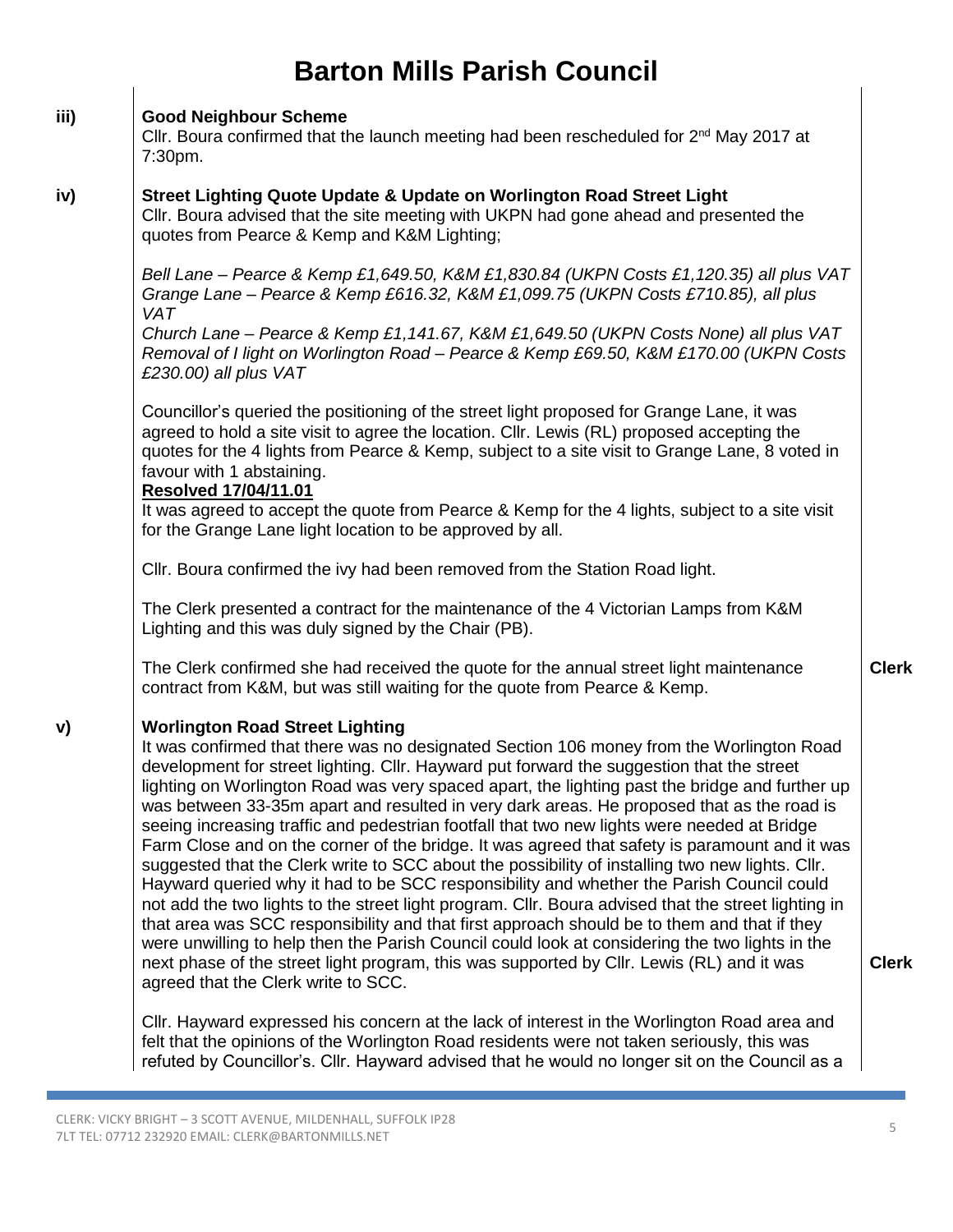# Barton Mills Parish Council

**iii) Good Neighbour Scheme**

Cllr. Boura confirmed that the launch meeting had been rescheduled for 2nd May 2017 at 7:30pm.

**iv) Street Lighting Quote Update & Update on Worlington Road Street Light**

Cllr. Boura advised that the site meeting with UKPN had gone ahead and presented the quotes from Pearce & Kemp and K&M Lighting;

*Bell Lane – Pearce & Kemp £1,649.50, K&M £1,830.84 (UKPN Costs £1,120.35) all plus VAT*
*Grange Lane – Pearce & Kemp £616.32, K&M £1,099.75 (UKPN Costs £710.85), all plus VAT*
*Church Lane – Pearce & Kemp £1,141.67, K&M £1,649.50 (UKPN Costs None) all plus VAT*
*Removal of I light on Worlington Road – Pearce & Kemp £69.50, K&M £170.00 (UKPN Costs £230.00) all plus VAT*

Councillor's queried the positioning of the street light proposed for Grange Lane, it was agreed to hold a site visit to agree the location. Cllr. Lewis (RL) proposed accepting the quotes for the 4 lights from Pearce & Kemp, subject to a site visit to Grange Lane, 8 voted in favour with 1 abstaining.

**Resolved 17/04/11.01**

It was agreed to accept the quote from Pearce & Kemp for the 4 lights, subject to a site visit for the Grange Lane light location to be approved by all.

Cllr. Boura confirmed the ivy had been removed from the Station Road light.

The Clerk presented a contract for the maintenance of the 4 Victorian Lamps from K&M Lighting and this was duly signed by the Chair (PB).

The Clerk confirmed she had received the quote for the annual street light maintenance contract from K&M, but was still waiting for the quote from Pearce & Kemp. **Clerk**

**v) Worlington Road Street Lighting**

It was confirmed that there was no designated Section 106 money from the Worlington Road development for street lighting. Cllr. Hayward put forward the suggestion that the street lighting on Worlington Road was very spaced apart, the lighting past the bridge and further up was between 33-35m apart and resulted in very dark areas. He proposed that as the road is seeing increasing traffic and pedestrian footfall that two new lights were needed at Bridge Farm Close and on the corner of the bridge. It was agreed that safety is paramount and it was suggested that the Clerk write to SCC about the possibility of installing two new lights. Cllr. Hayward queried why it had to be SCC responsibility and whether the Parish Council could not add the two lights to the street light program. Cllr. Boura advised that the street lighting in that area was SCC responsibility and that first approach should be to them and that if they were unwilling to help then the Parish Council could look at considering the two lights in the next phase of the street light program, this was supported by Cllr. Lewis (RL) and it was agreed that the Clerk write to SCC. **Clerk**

Cllr. Hayward expressed his concern at the lack of interest in the Worlington Road area and felt that the opinions of the Worlington Road residents were not taken seriously, this was refuted by Councillor's. Cllr. Hayward advised that he would no longer sit on the Council as a

CLERK: VICKY BRIGHT – 3 SCOTT AVENUE, MILDENHALL, SUFFOLK IP28 7LT TEL: 07712 232920 EMAIL: CLERK@BARTONMILLS.NET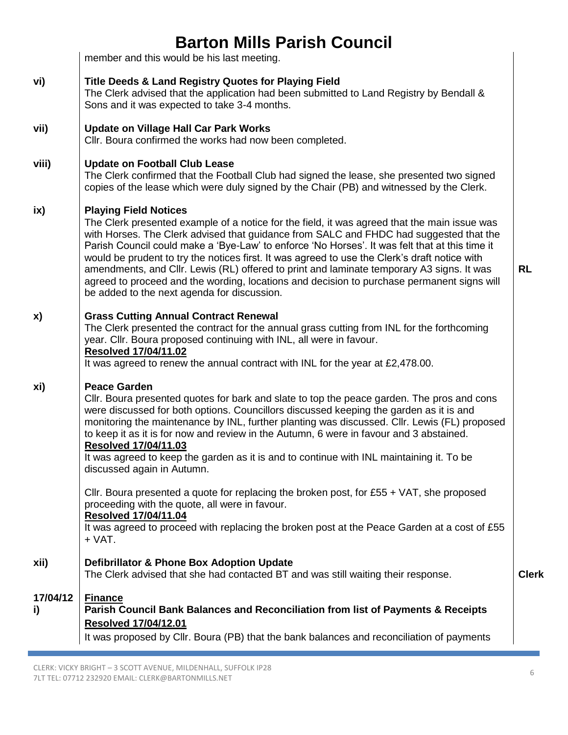member and this would be his last meeting.

**vi) Title Deeds & Land Registry Quotes for Playing Field**
The Clerk advised that the application had been submitted to Land Registry by Bendall & Sons and it was expected to take 3-4 months.

**vii) Update on Village Hall Car Park Works**
Cllr. Boura confirmed the works had now been completed.

**viii) Update on Football Club Lease**
The Clerk confirmed that the Football Club had signed the lease, she presented two signed copies of the lease which were duly signed by the Chair (PB) and witnessed by the Clerk.

**ix) Playing Field Notices**
The Clerk presented example of a notice for the field, it was agreed that the main issue was with Horses. The Clerk advised that guidance from SALC and FHDC had suggested that the Parish Council could make a 'Bye-Law' to enforce 'No Horses'. It was felt that at this time it would be prudent to try the notices first. It was agreed to use the Clerk's draft notice with amendments, and Cllr. Lewis (RL) offered to print and laminate temporary A3 signs. It was agreed to proceed and the wording, locations and decision to purchase permanent signs will be added to the next agenda for discussion. **RL**

**x) Grass Cutting Annual Contract Renewal**
The Clerk presented the contract for the annual grass cutting from INL for the forthcoming year. Cllr. Boura proposed continuing with INL, all were in favour.
**Resolved 17/04/11.02**
It was agreed to renew the annual contract with INL for the year at £2,478.00.

**xi) Peace Garden**
Cllr. Boura presented quotes for bark and slate to top the peace garden. The pros and cons were discussed for both options. Councillors discussed keeping the garden as it is and monitoring the maintenance by INL, further planting was discussed. Cllr. Lewis (FL) proposed to keep it as it is for now and review in the Autumn, 6 were in favour and 3 abstained.
**Resolved 17/04/11.03**
It was agreed to keep the garden as it is and to continue with INL maintaining it. To be discussed again in Autumn.

Cllr. Boura presented a quote for replacing the broken post, for £55 + VAT, she proposed proceeding with the quote, all were in favour.
**Resolved 17/04/11.04**
It was agreed to proceed with replacing the broken post at the Peace Garden at a cost of £55 + VAT.

**xii) Defibrillator & Phone Box Adoption Update**
The Clerk advised that she had contacted BT and was still waiting their response. **Clerk**

**17/04/12 Finance**

**i) Parish Council Bank Balances and Reconciliation from list of Payments & Receipts**
**Resolved 17/04/12.01**
It was proposed by Cllr. Boura (PB) that the bank balances and reconciliation of payments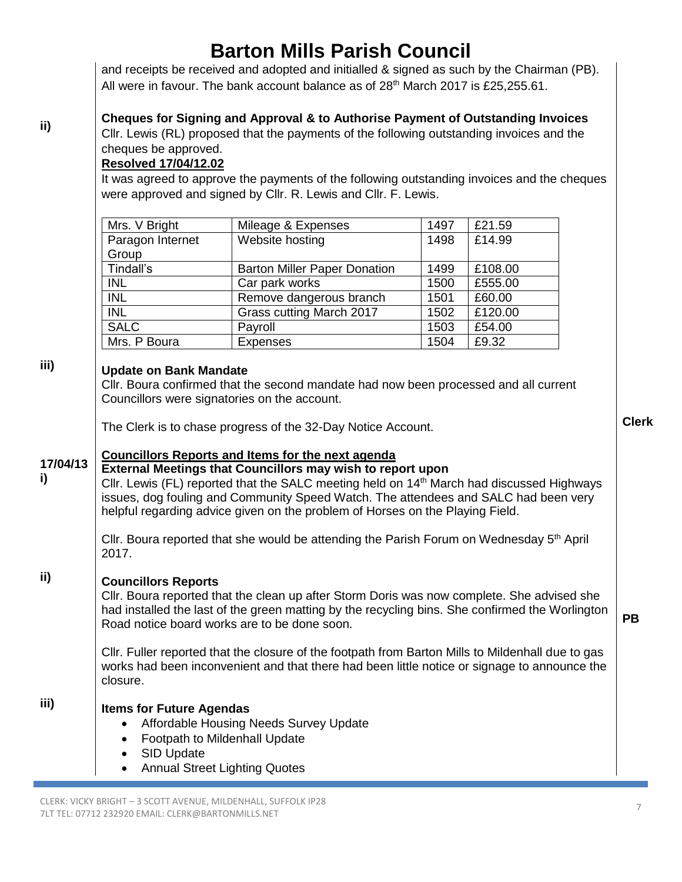and receipts be received and adopted and initialled & signed as such by the Chairman (PB). All were in favour. The bank account balance as of 28th March 2017 is £25,255.61.

**ii)** **Cheques for Signing and Approval & to Authorise Payment of Outstanding Invoices**

Cllr. Lewis (RL) proposed that the payments of the following outstanding invoices and the cheques be approved.

**Resolved 17/04/12.02**

It was agreed to approve the payments of the following outstanding invoices and the cheques were approved and signed by Cllr. R. Lewis and Cllr. F. Lewis.

| | | | |
|---|---|---|---|
| Mrs. V Bright | Mileage & Expenses | 1497 | £21.59 |
| Paragon Internet Group | Website hosting | 1498 | £14.99 |
| Tindall's | Barton Miller Paper Donation | 1499 | £108.00 |
| INL | Car park works | 1500 | £555.00 |
| INL | Remove dangerous branch | 1501 | £60.00 |
| INL | Grass cutting March 2017 | 1502 | £120.00 |
| SALC | Payroll | 1503 | £54.00 |
| Mrs. P Boura | Expenses | 1504 | £9.32 |

**iii)** **Update on Bank Mandate**

Cllr. Boura confirmed that the second mandate had now been processed and all current Councillors were signatories on the account.

The Clerk is to chase progress of the 32-Day Notice Account. **Clerk**

**17/04/13 i)** **Councillors Reports and Items for the next agenda**

**External Meetings that Councillors may wish to report upon**

Cllr. Lewis (FL) reported that the SALC meeting held on 14th March had discussed Highways issues, dog fouling and Community Speed Watch. The attendees and SALC had been very helpful regarding advice given on the problem of Horses on the Playing Field.

Cllr. Boura reported that she would be attending the Parish Forum on Wednesday 5th April 2017.

**ii)** **Councillors Reports**

Cllr. Boura reported that the clean up after Storm Doris was now complete. She advised she had installed the last of the green matting by the recycling bins. She confirmed the Worlington Road notice board works are to be done soon. **PB**

Cllr. Fuller reported that the closure of the footpath from Barton Mills to Mildenhall due to gas works had been inconvenient and that there had been little notice or signage to announce the closure.

**iii)** **Items for Future Agendas**

- Affordable Housing Needs Survey Update
- Footpath to Mildenhall Update
- SID Update
- Annual Street Lighting Quotes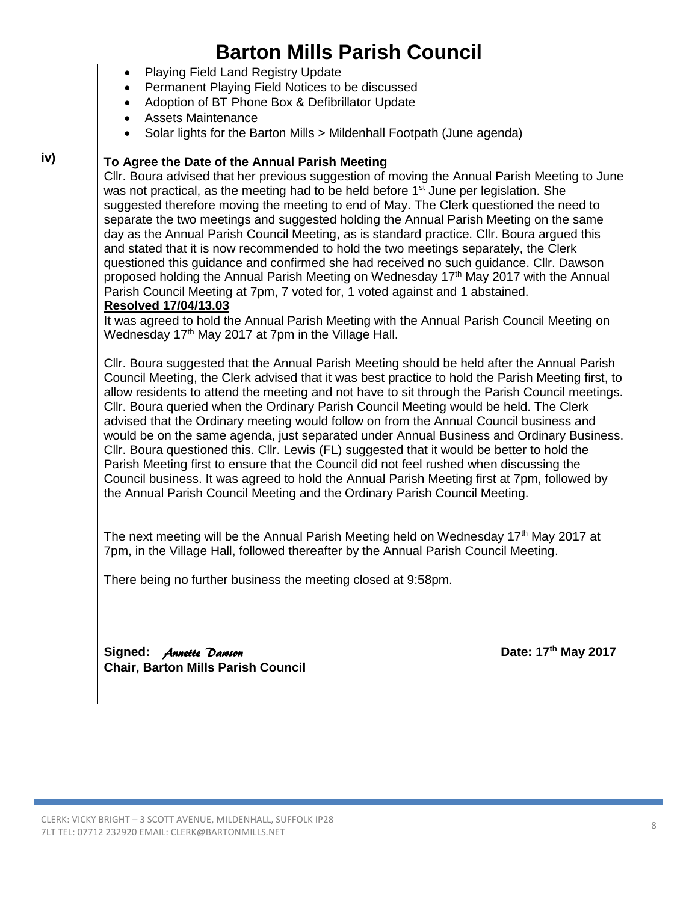- Playing Field Land Registry Update
- Permanent Playing Field Notices to be discussed
- Adoption of BT Phone Box & Defibrillator Update
- Assets Maintenance
- Solar lights for the Barton Mills > Mildenhall Footpath (June agenda)

**iv)** **To Agree the Date of the Annual Parish Meeting**

Cllr. Boura advised that her previous suggestion of moving the Annual Parish Meeting to June was not practical, as the meeting had to be held before 1st June per legislation. She suggested therefore moving the meeting to end of May. The Clerk questioned the need to separate the two meetings and suggested holding the Annual Parish Meeting on the same day as the Annual Parish Council Meeting, as is standard practice. Cllr. Boura argued this and stated that it is now recommended to hold the two meetings separately, the Clerk questioned this guidance and confirmed she had received no such guidance. Cllr. Dawson proposed holding the Annual Parish Meeting on Wednesday 17th May 2017 with the Annual Parish Council Meeting at 7pm, 7 voted for, 1 voted against and 1 abstained.

**Resolved 17/04/13.03**

It was agreed to hold the Annual Parish Meeting with the Annual Parish Council Meeting on Wednesday 17th May 2017 at 7pm in the Village Hall.

Cllr. Boura suggested that the Annual Parish Meeting should be held after the Annual Parish Council Meeting, the Clerk advised that it was best practice to hold the Parish Meeting first, to allow residents to attend the meeting and not have to sit through the Parish Council meetings. Cllr. Boura queried when the Ordinary Parish Council Meeting would be held. The Clerk advised that the Ordinary meeting would follow on from the Annual Council business and would be on the same agenda, just separated under Annual Business and Ordinary Business. Cllr. Boura questioned this. Cllr. Lewis (FL) suggested that it would be better to hold the Parish Meeting first to ensure that the Council did not feel rushed when discussing the Council business. It was agreed to hold the Annual Parish Meeting first at 7pm, followed by the Annual Parish Council Meeting and the Ordinary Parish Council Meeting.

The next meeting will be the Annual Parish Meeting held on Wednesday 17th May 2017 at 7pm, in the Village Hall, followed thereafter by the Annual Parish Council Meeting.

There being no further business the meeting closed at 9:58pm.

**Signed:** *Annette Dawson* **Date: 17th May 2017**

**Chair, Barton Mills Parish Council**

CLERK: VICKY BRIGHT – 3 SCOTT AVENUE, MILDENHALL, SUFFOLK IP28 7LT TEL: 07712 232920 EMAIL: CLERK@BARTONMILLS.NET